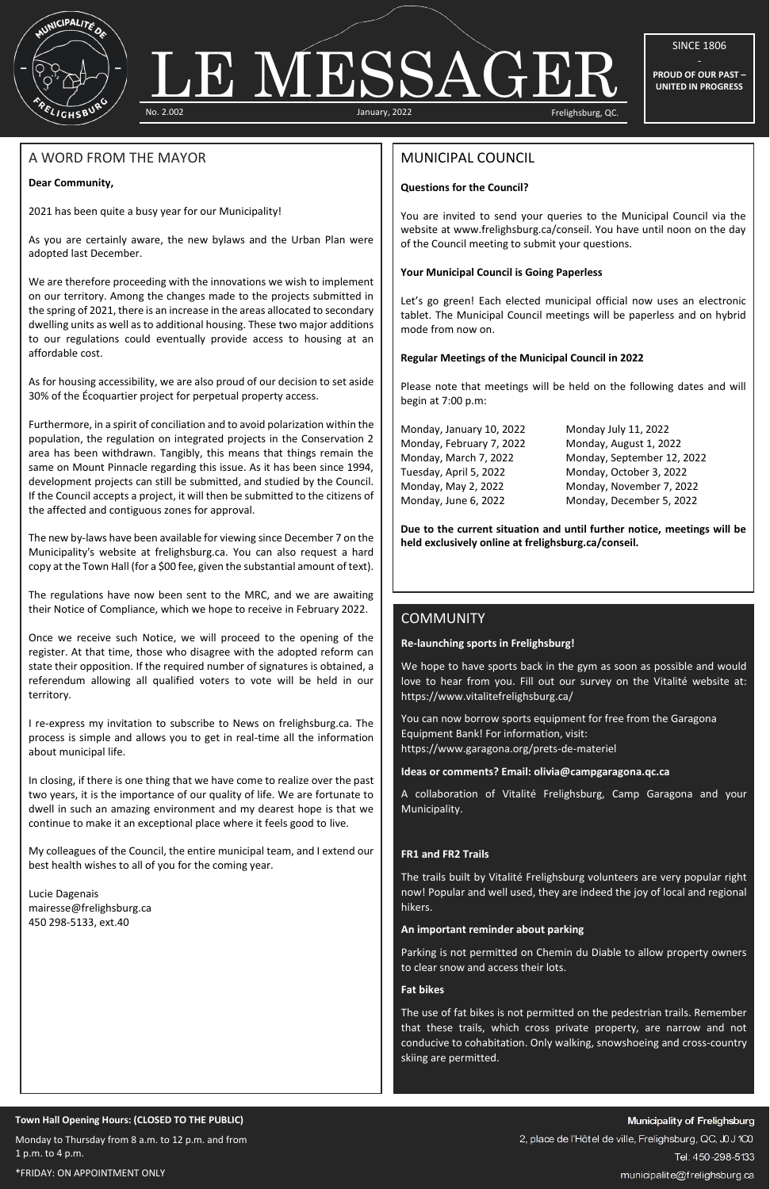# LE MESSAGER

No. 2.002 | January, 2022 | Frelighsburg, QC.

SINCE 1806

-

**PROUD OF OUR PAST – UNITED IN PROGRESS**

## A WORD FROM THE MAYOR

**Dear Community,**

2021 has been quite a busy year for our Municipality!

As you are certainly aware, the new bylaws and the Urban Plan were adopted last December.

We are therefore proceeding with the innovations we wish to implement on our territory. Among the changes made to the projects submitted in the spring of 2021, there is an increase in the areas allocated to secondary dwelling units as well as to additional housing. These two major additions to our regulations could eventually provide access to housing at an affordable cost.

As for housing accessibility, we are also proud of our decision to set aside 30% of the Écoquartier project for perpetual property access.

Furthermore, in a spirit of conciliation and to avoid polarization within the population, the regulation on integrated projects in the Conservation 2 area has been withdrawn. Tangibly, this means that things remain the same on Mount Pinnacle regarding this issue. As it has been since 1994, development projects can still be submitted, and studied by the Council. If the Council accepts a project, it will then be submitted to the citizens of the affected and contiguous zones for approval.

The new by-laws have been available for viewing since December 7 on the Municipality's website at frelighsburg.ca. You can also request a hard copy at the Town Hall (for a $00 fee, given the substantial amount of text).

The regulations have now been sent to the MRC, and we are awaiting their Notice of Compliance, which we hope to receive in February 2022.

Once we receive such Notice, we will proceed to the opening of the register. At that time, those who disagree with the adopted reform can state their opposition. If the required number of signatures is obtained, a referendum allowing all qualified voters to vote will be held in our territory.

I re-express my invitation to subscribe to News on frelighsburg.ca. The process is simple and allows you to get in real-time all the information about municipal life.

In closing, if there is one thing that we have come to realize over the past two years, it is the importance of our quality of life. We are fortunate to dwell in such an amazing environment and my dearest hope is that we continue to make it an exceptional place where it feels good to live.

My colleagues of the Council, the entire municipal team, and I extend our best health wishes to all of you for the coming year.

Lucie Dagenais
mairesse@frelighsburg.ca
450 298-5133, ext.40

## MUNICIPAL COUNCIL

**Questions for the Council?**

You are invited to send your queries to the Municipal Council via the website at www.frelighsburg.ca/conseil. You have until noon on the day of the Council meeting to submit your questions.

**Your Municipal Council is Going Paperless**

Let's go green! Each elected municipal official now uses an electronic tablet. The Municipal Council meetings will be paperless and on hybrid mode from now on.

**Regular Meetings of the Municipal Council in 2022**

Please note that meetings will be held on the following dates and will begin at 7:00 p.m:

- Monday, January 10, 2022
- Monday, February 7, 2022
- Monday, March 7, 2022
- Tuesday, April 5, 2022
- Monday, May 2, 2022
- Monday, June 6, 2022
- Monday July 11, 2022
- Monday, August 1, 2022
- Monday, September 12, 2022
- Monday, October 3, 2022
- Monday, November 7, 2022
- Monday, December 5, 2022

**Due to the current situation and until further notice, meetings will be held exclusively online at frelighsburg.ca/conseil.**

## COMMUNITY

**Re-launching sports in Frelighsburg!**

We hope to have sports back in the gym as soon as possible and would love to hear from you. Fill out our survey on the Vitalité website at: https://www.vitalitefrelighsburg.ca/

You can now borrow sports equipment for free from the Garagona Equipment Bank! For information, visit: https://www.garagona.org/prets-de-materiel

**Ideas or comments? Email: olivia@campgaragona.qc.ca**

A collaboration of Vitalité Frelighsburg, Camp Garagona and your Municipality.

**FR1 and FR2 Trails**

The trails built by Vitalité Frelighsburg volunteers are very popular right now! Popular and well used, they are indeed the joy of local and regional hikers.

**An important reminder about parking**

Parking is not permitted on Chemin du Diable to allow property owners to clear snow and access their lots.

**Fat bikes**

The use of fat bikes is not permitted on the pedestrian trails. Remember that these trails, which cross private property, are narrow and not conducive to cohabitation. Only walking, snowshoeing and cross-country skiing are permitted.

**Town Hall Opening Hours: (CLOSED TO THE PUBLIC)**

Monday to Thursday from 8 a.m. to 12 p.m. and from 1 p.m. to 4 p.m.

*FRIDAY: ON APPOINTMENT ONLY

**Municipality of Frelighsburg**
2, place de l'Hôtel de ville, Frelighsburg, QC, J0J 1C0
Tel. 450-298-5133
municipalite@frelighsburg.ca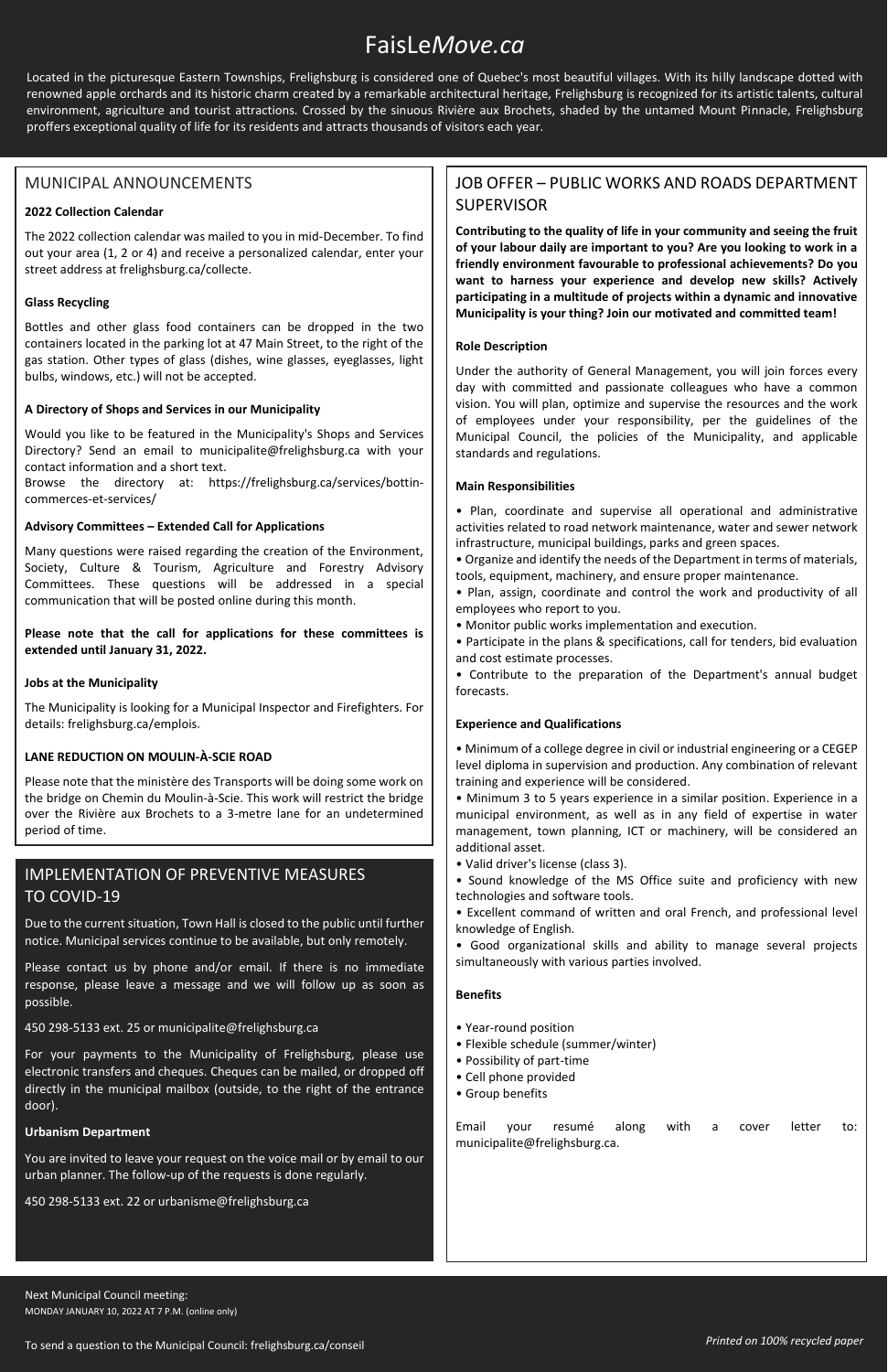# FaisLe*Move.ca*

Located in the picturesque Eastern Townships, Frelighsburg is considered one of Quebec's most beautiful villages. With its hilly landscape dotted with renowned apple orchards and its historic charm created by a remarkable architectural heritage, Frelighsburg is recognized for its artistic talents, cultural environment, agriculture and tourist attractions. Crossed by the sinuous Rivière aux Brochets, shaded by the untamed Mount Pinnacle, Frelighsburg proffers exceptional quality of life for its residents and attracts thousands of visitors each year.

## MUNICIPAL ANNOUNCEMENTS

**2022 Collection Calendar**

The 2022 collection calendar was mailed to you in mid-December. To find out your area (1, 2 or 4) and receive a personalized calendar, enter your street address at frelighsburg.ca/collecte.

**Glass Recycling**

Bottles and other glass food containers can be dropped in the two containers located in the parking lot at 47 Main Street, to the right of the gas station. Other types of glass (dishes, wine glasses, eyeglasses, light bulbs, windows, etc.) will not be accepted.

**A Directory of Shops and Services in our Municipality**

Would you like to be featured in the Municipality's Shops and Services Directory? Send an email to municipalite@frelighsburg.ca with your contact information and a short text.
Browse the directory at: https://frelighsburg.ca/services/bottin-commerces-et-services/

**Advisory Committees – Extended Call for Applications**

Many questions were raised regarding the creation of the Environment, Society, Culture & Tourism, Agriculture and Forestry Advisory Committees. These questions will be addressed in a special communication that will be posted online during this month.

**Please note that the call for applications for these committees is extended until January 31, 2022.**

**Jobs at the Municipality**

The Municipality is looking for a Municipal Inspector and Firefighters. For details: frelighsburg.ca/emplois.

**LANE REDUCTION ON MOULIN-À-SCIE ROAD**

Please note that the ministère des Transports will be doing some work on the bridge on Chemin du Moulin-à-Scie. This work will restrict the bridge over the Rivière aux Brochets to a 3-metre lane for an undetermined period of time.

## IMPLEMENTATION OF PREVENTIVE MEASURES TO COVID-19

Due to the current situation, Town Hall is closed to the public until further notice. Municipal services continue to be available, but only remotely.

Please contact us by phone and/or email. If there is no immediate response, please leave a message and we will follow up as soon as possible.

450 298-5133 ext. 25 or municipalite@frelighsburg.ca

For your payments to the Municipality of Frelighsburg, please use electronic transfers and cheques. Cheques can be mailed, or dropped off directly in the municipal mailbox (outside, to the right of the entrance door).

**Urbanism Department**

You are invited to leave your request on the voice mail or by email to our urban planner. The follow-up of the requests is done regularly.

450 298-5133 ext. 22 or urbanisme@frelighsburg.ca

## JOB OFFER – PUBLIC WORKS AND ROADS DEPARTMENT SUPERVISOR

**Contributing to the quality of life in your community and seeing the fruit of your labour daily are important to you? Are you looking to work in a friendly environment favourable to professional achievements? Do you want to harness your experience and develop new skills? Actively participating in a multitude of projects within a dynamic and innovative Municipality is your thing? Join our motivated and committed team!**

**Role Description**

Under the authority of General Management, you will join forces every day with committed and passionate colleagues who have a common vision. You will plan, optimize and supervise the resources and the work of employees under your responsibility, per the guidelines of the Municipal Council, the policies of the Municipality, and applicable standards and regulations.

**Main Responsibilities**

- Plan, coordinate and supervise all operational and administrative activities related to road network maintenance, water and sewer network infrastructure, municipal buildings, parks and green spaces.
- Organize and identify the needs of the Department in terms of materials, tools, equipment, machinery, and ensure proper maintenance.
- Plan, assign, coordinate and control the work and productivity of all employees who report to you.
- Monitor public works implementation and execution.
- Participate in the plans & specifications, call for tenders, bid evaluation and cost estimate processes.
- Contribute to the preparation of the Department's annual budget forecasts.

**Experience and Qualifications**

- Minimum of a college degree in civil or industrial engineering or a CEGEP level diploma in supervision and production. Any combination of relevant training and experience will be considered.
- Minimum 3 to 5 years experience in a similar position. Experience in a municipal environment, as well as in any field of expertise in water management, town planning, ICT or machinery, will be considered an additional asset.
- Valid driver's license (class 3).
- Sound knowledge of the MS Office suite and proficiency with new technologies and software tools.
- Excellent command of written and oral French, and professional level knowledge of English.
- Good organizational skills and ability to manage several projects simultaneously with various parties involved.

**Benefits**

- Year-round position
- Flexible schedule (summer/winter)
- Possibility of part-time
- Cell phone provided
- Group benefits

Email your resumé along with a cover letter to: municipalite@frelighsburg.ca.

Next Municipal Council meeting:
MONDAY JANUARY 10, 2022 AT 7 P.M. (online only)

To send a question to the Municipal Council: frelighsburg.ca/conseil

*Printed on 100% recycled paper*